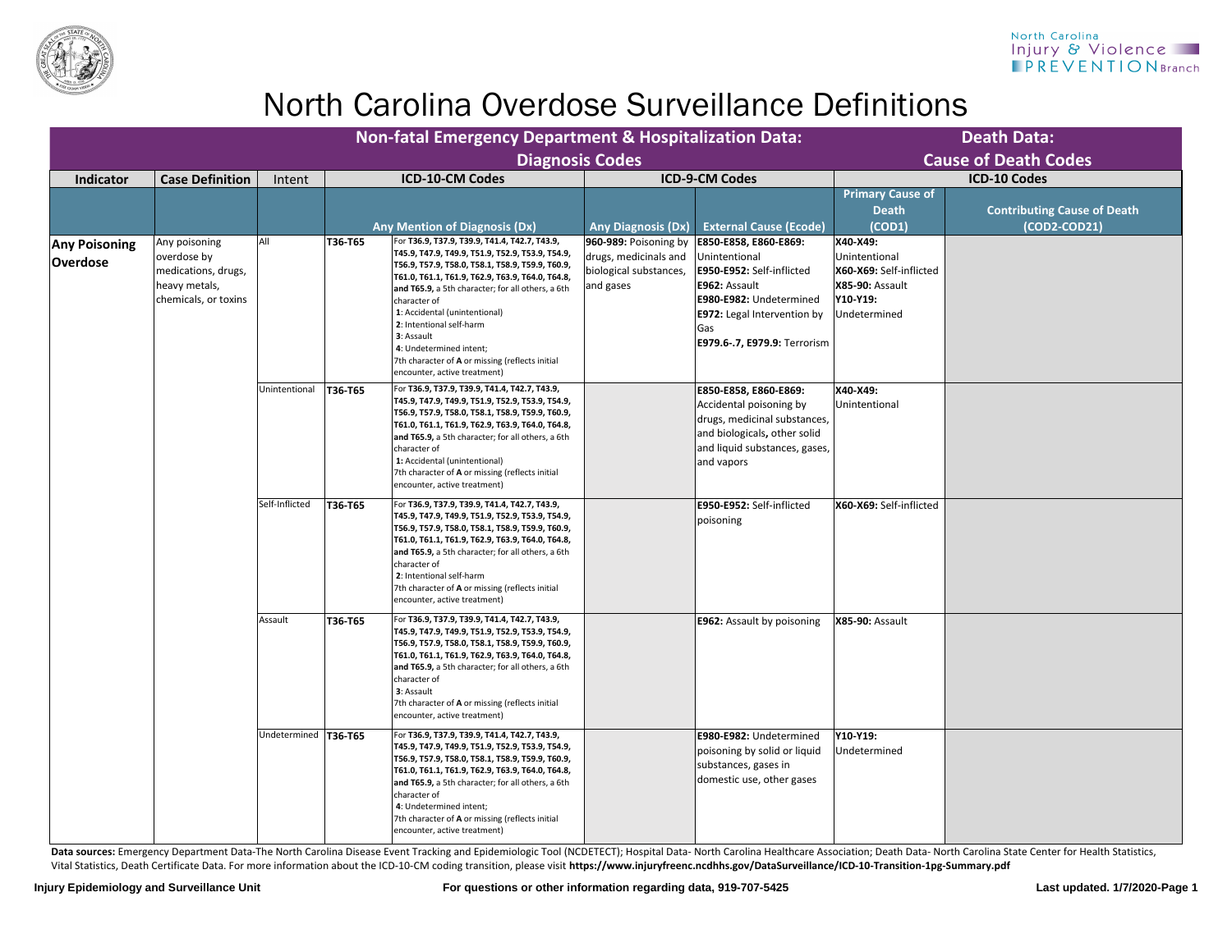# North Carolina Overdose Surveillance Definitions

| Indicator | Case Definition | Intent | Non-fatal Emergency Department & Hospitalization Data: Diagnosis Codes — ICD-10-CM Codes: Any Mention of Diagnosis (Dx) | | ICD-9-CM Codes: Any Diagnosis (Dx) | ICD-9-CM Codes: External Cause (Ecode) | Death Data: Cause of Death Codes — ICD-10 Codes: Primary Cause of Death (COD1) | ICD-10 Codes: Contributing Cause of Death (COD2-COD21) |
|---|---|---|---|---|---|---|---|---|
| **Any Poisoning Overdose** | Any poisoning overdose by medications, drugs, heavy metals, chemicals, or toxins | All | **T36-T65** | For **T36.9, T37.9, T39.9, T41.4, T42.7, T43.9, T45.9, T47.9, T49.9, T51.9, T52.9, T53.9, T54.9, T56.9, T57.9, T58.0, T58.1, T58.9, T59.9, T60.9, T61.0, T61.1, T61.9, T62.9, T63.9, T64.0, T64.8, and T65.9,** a 5th character; for all others, a 6th character of **1**: Accidental (unintentional) **2**: Intentional self-harm **3**: Assault **4**: Undetermined intent; 7th character of **A** or missing (reflects initial encounter, active treatment) | **960-989:** Poisoning by drugs, medicinals and biological substances, and gases | **E850-E858, E860-E869:** Unintentional **E950-E952:** Self-inflicted **E962:** Assault **E980-E982:** Undetermined **E972:** Legal Intervention by Gas **E979.6-.7, E979.9:** Terrorism | **X40-X49:** Unintentional **X60-X69:** Self-inflicted **X85-90:** Assault **Y10-Y19:** Undetermined | |
| | | Unintentional | **T36-T65** | For **T36.9, T37.9, T39.9, T41.4, T42.7, T43.9, T45.9, T47.9, T49.9, T51.9, T52.9, T53.9, T54.9, T56.9, T57.9, T58.0, T58.1, T58.9, T59.9, T60.9, T61.0, T61.1, T61.9, T62.9, T63.9, T64.0, T64.8, and T65.9,** a 5th character; for all others, a 6th character of **1:** Accidental (unintentional) 7th character of **A** or missing (reflects initial encounter, active treatment) | | **E850-E858, E860-E869:** Accidental poisoning by drugs, medicinal substances, and biologicals, other solid and liquid substances, gases, and vapors | **X40-X49:** Unintentional | |
| | | Self-Inflicted | **T36-T65** | For **T36.9, T37.9, T39.9, T41.4, T42.7, T43.9, T45.9, T47.9, T49.9, T51.9, T52.9, T53.9, T54.9, T56.9, T57.9, T58.0, T58.1, T58.9, T59.9, T60.9, T61.0, T61.1, T61.9, T62.9, T63.9, T64.0, T64.8, and T65.9,** a 5th character; for all others, a 6th character of **2**: Intentional self-harm 7th character of **A** or missing (reflects initial encounter, active treatment) | | **E950-E952:** Self-inflicted poisoning | **X60-X69:** Self-inflicted | |
| | | Assault | **T36-T65** | For **T36.9, T37.9, T39.9, T41.4, T42.7, T43.9, T45.9, T47.9, T49.9, T51.9, T52.9, T53.9, T54.9, T56.9, T57.9, T58.0, T58.1, T58.9, T59.9, T60.9, T61.0, T61.1, T61.9, T62.9, T63.9, T64.0, T64.8, and T65.9,** a 5th character; for all others, a 6th character of **3**: Assault 7th character of **A** or missing (reflects initial encounter, active treatment) | | **E962:** Assault by poisoning | **X85-90:** Assault | |
| | | Undetermined | **T36-T65** | For **T36.9, T37.9, T39.9, T41.4, T42.7, T43.9, T45.9, T47.9, T49.9, T51.9, T52.9, T53.9, T54.9, T56.9, T57.9, T58.0, T58.1, T58.9, T59.9, T60.9, T61.0, T61.1, T61.9, T62.9, T63.9, T64.0, T64.8, and T65.9,** a 5th character; for all others, a 6th character of **4**: Undetermined intent; 7th character of **A** or missing (reflects initial encounter, active treatment) | | **E980-E982:** Undetermined poisoning by solid or liquid substances, gases in domestic use, other gases | **Y10-Y19:** Undetermined | |

**Data sources:** Emergency Department Data-The North Carolina Disease Event Tracking and Epidemiologic Tool (NCDETECT); Hospital Data- North Carolina Healthcare Association; Death Data- North Carolina State Center for Health Statistics, Vital Statistics, Death Certificate Data. For more information about the ICD-10-CM coding transition, please visit **https://www.injuryfreenc.ncdhhs.gov/DataSurveillance/ICD-10-Transition-1pg-Summary.pdf**

**Injury Epidemiology and Surveillance Unit** — **For questions or other information regarding data, 919-707-5425** — **Last updated. 1/7/2020**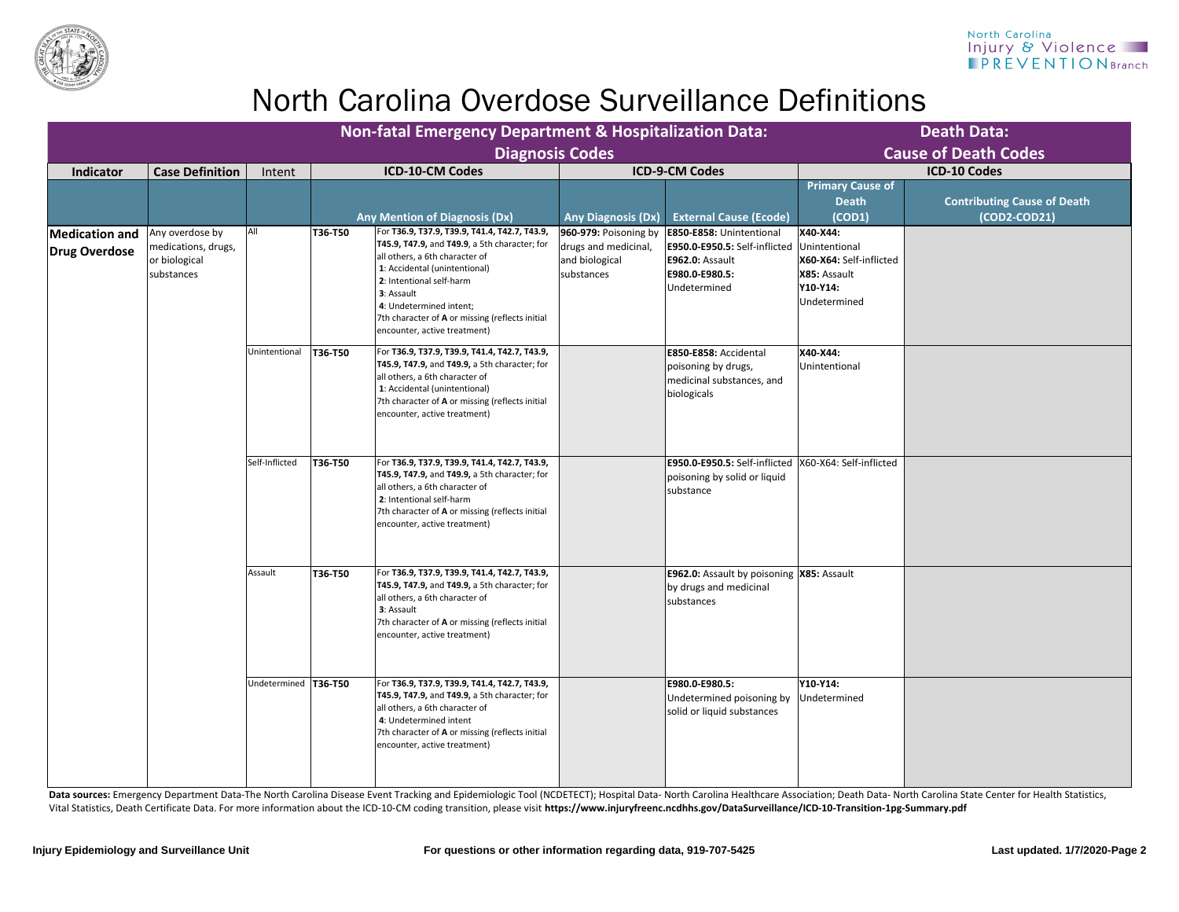# North Carolina Overdose Surveillance Definitions

| Indicator | Case Definition | Intent | Non-fatal Emergency Department & Hospitalization Data: Diagnosis Codes — ICD-10-CM Codes | | ICD-9-CM Codes | | Death Data: Cause of Death Codes — ICD-10 Codes | |
|---|---|---|---|---|---|---|---|---|
| | | | Any Mention of Diagnosis (Dx) | | Any Diagnosis (Dx) | External Cause (Ecode) | Primary Cause of Death (COD1) | Contributing Cause of Death (COD2-COD21) |
| **Medication and Drug Overdose** | Any overdose by medications, drugs, or biological substances | All | **T36-T50** | For **T36.9, T37.9, T39.9, T41.4, T42.7, T43.9, T45.9, T47.9,** and **T49.9,** a 5th character; for all others, a 6th character of **1**: Accidental (unintentional) **2**: Intentional self-harm **3**: Assault **4**: Undetermined intent; 7th character of **A** or missing (reflects initial encounter, active treatment) | **960-979:** Poisoning by drugs and medicinal, and biological substances | **E850-E858:** Unintentional **E950.0-E950.5:** Self-inflicted **E962.0:** Assault **E980.0-E980.5:** Undetermined | **X40-X44:** Unintentional **X60-X64:** Self-inflicted **X85:** Assault **Y10-Y14:** Undetermined | |
| | | Unintentional | **T36-T50** | For **T36.9, T37.9, T39.9, T41.4, T42.7, T43.9, T45.9, T47.9,** and **T49.9,** a 5th character; for all others, a 6th character of **1**: Accidental (unintentional) 7th character of **A** or missing (reflects initial encounter, active treatment) | | **E850-E858:** Accidental poisoning by drugs, medicinal substances, and biologicals | **X40-X44:** Unintentional | |
| | | Self-Inflicted | **T36-T50** | For **T36.9, T37.9, T39.9, T41.4, T42.7, T43.9, T45.9, T47.9,** and **T49.9,** a 5th character; for all others, a 6th character of **2**: Intentional self-harm 7th character of **A** or missing (reflects initial encounter, active treatment) | | **E950.0-E950.5:** Self-inflicted poisoning by solid or liquid substance | X60-X64: Self-inflicted | |
| | | Assault | **T36-T50** | For **T36.9, T37.9, T39.9, T41.4, T42.7, T43.9, T45.9, T47.9,** and **T49.9,** a 5th character; for all others, a 6th character of **3**: Assault 7th character of **A** or missing (reflects initial encounter, active treatment) | | **E962.0:** Assault by poisoning by drugs and medicinal substances | **X85:** Assault | |
| | | Undetermined | **T36-T50** | For **T36.9, T37.9, T39.9, T41.4, T42.7, T43.9, T45.9, T47.9,** and **T49.9,** a 5th character; for all others, a 6th character of **4**: Undetermined intent 7th character of **A** or missing (reflects initial encounter, active treatment) | | **E980.0-E980.5:** Undetermined poisoning by solid or liquid substances | **Y10-Y14:** Undetermined | |

**Data sources:** Emergency Department Data-The North Carolina Disease Event Tracking and Epidemiologic Tool (NCDETECT); Hospital Data- North Carolina Healthcare Association; Death Data- North Carolina State Center for Health Statistics, Vital Statistics, Death Certificate Data. For more information about the ICD-10-CM coding transition, please visit **https://www.injuryfreenc.ncdhhs.gov/DataSurveillance/ICD-10-Transition-1pg-Summary.pdf**

**Injury Epidemiology and Surveillance Unit** **For questions or other information regarding data, 919-707-5425** **Last updated. 1/7/2020**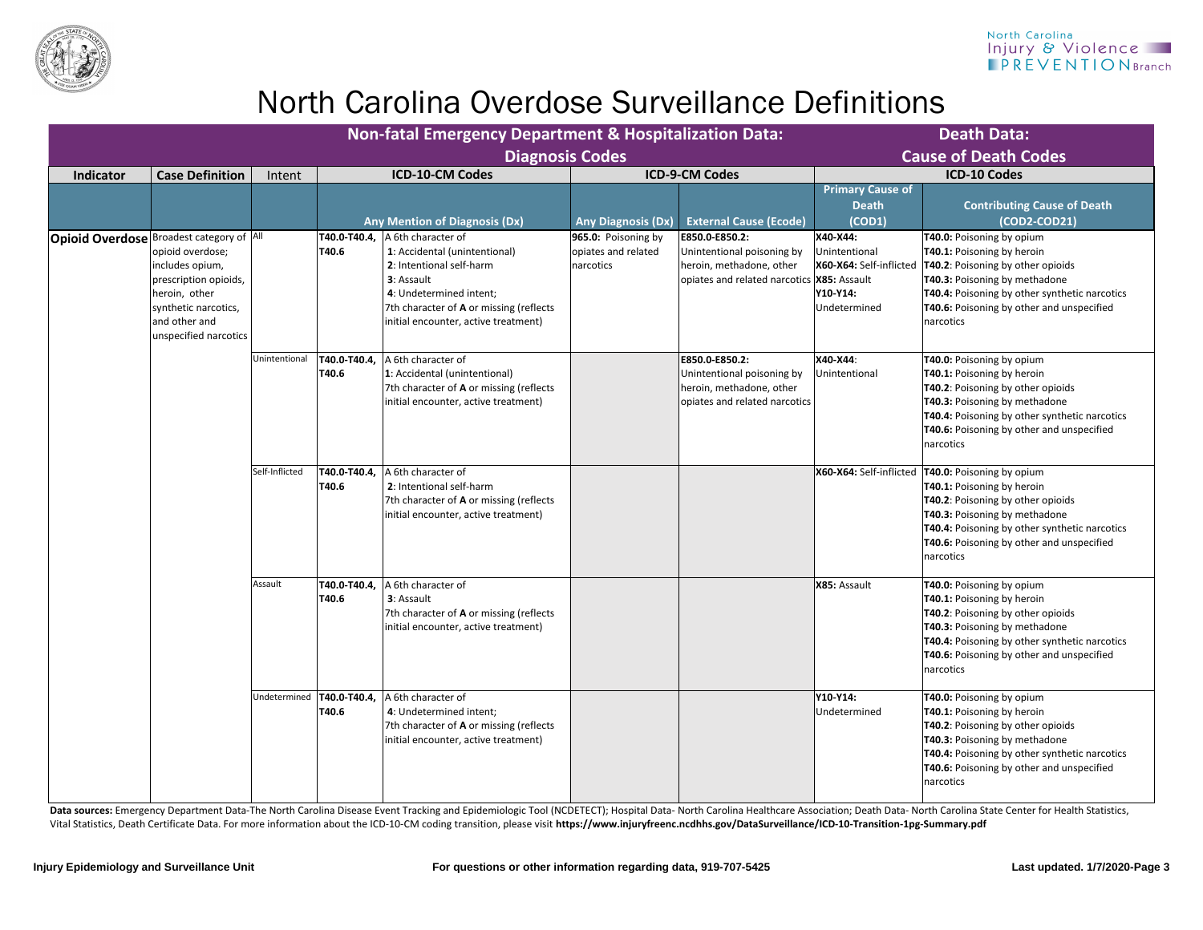# North Carolina Overdose Surveillance Definitions

| | | | Non-fatal Emergency Department & Hospitalization Data: Diagnosis Codes | | | | Death Data: Cause of Death Codes | |
|---|---|---|---|---|---|---|---|---|
| **Indicator** | **Case Definition** | Intent | **ICD-10-CM Codes** | | **ICD-9-CM Codes** | | **ICD-10 Codes** | |
| | | | **Any Mention of Diagnosis (Dx)** | | **Any Diagnosis (Dx)** | **External Cause (Ecode)** | **Primary Cause of Death (COD1)** | **Contributing Cause of Death (COD2-COD21)** |
| **Opioid Overdose** | Broadest category of opioid overdose; includes opium, prescription opioids, heroin, other synthetic narcotics, and other and unspecified narcotics | All | **T40.0-T40.4, T40.6** | A 6th character of **1**: Accidental (unintentional) **2**: Intentional self-harm **3**: Assault **4**: Undetermined intent; 7th character of **A** or missing (reflects initial encounter, active treatment) | **965.0:** Poisoning by opiates and related narcotics | **E850.0-E850.2:** Unintentional poisoning by heroin, methadone, other opiates and related narcotics | **X40-X44:** Unintentional **X60-X64:** Self-inflicted **X85:** Assault **Y10-Y14:** Undetermined | **T40.0:** Poisoning by opium **T40.1:** Poisoning by heroin **T40.2:** Poisoning by other opioids **T40.3:** Poisoning by methadone **T40.4:** Poisoning by other synthetic narcotics **T40.6:** Poisoning by other and unspecified narcotics |
| | | Unintentional | **T40.0-T40.4, T40.6** | A 6th character of **1**: Accidental (unintentional) 7th character of **A** or missing (reflects initial encounter, active treatment) | | **E850.0-E850.2:** Unintentional poisoning by heroin, methadone, other opiates and related narcotics | **X40-X44**: Unintentional | **T40.0:** Poisoning by opium **T40.1:** Poisoning by heroin **T40.2**: Poisoning by other opioids **T40.3:** Poisoning by methadone **T40.4:** Poisoning by other synthetic narcotics **T40.6:** Poisoning by other and unspecified narcotics |
| | | Self-Inflicted | **T40.0-T40.4, T40.6** | A 6th character of **2**: Intentional self-harm 7th character of **A** or missing (reflects initial encounter, active treatment) | | | **X60-X64:** Self-inflicted | **T40.0:** Poisoning by opium **T40.1:** Poisoning by heroin **T40.2**: Poisoning by other opioids **T40.3:** Poisoning by methadone **T40.4:** Poisoning by other synthetic narcotics **T40.6:** Poisoning by other and unspecified narcotics |
| | | Assault | **T40.0-T40.4, T40.6** | A 6th character of **3**: Assault 7th character of **A** or missing (reflects initial encounter, active treatment) | | | **X85:** Assault | **T40.0:** Poisoning by opium **T40.1:** Poisoning by heroin **T40.2**: Poisoning by other opioids **T40.3:** Poisoning by methadone **T40.4:** Poisoning by other synthetic narcotics **T40.6:** Poisoning by other and unspecified narcotics |
| | | Undetermined | **T40.0-T40.4, T40.6** | A 6th character of **4**: Undetermined intent; 7th character of **A** or missing (reflects initial encounter, active treatment) | | | **Y10-Y14:** Undetermined | **T40.0:** Poisoning by opium **T40.1:** Poisoning by heroin **T40.2**: Poisoning by other opioids **T40.3:** Poisoning by methadone **T40.4:** Poisoning by other synthetic narcotics **T40.6:** Poisoning by other and unspecified narcotics |

**Data sources:** Emergency Department Data-The North Carolina Disease Event Tracking and Epidemiologic Tool (NCDETECT); Hospital Data- North Carolina Healthcare Association; Death Data- North Carolina State Center for Health Statistics, Vital Statistics, Death Certificate Data. For more information about the ICD-10-CM coding transition, please visit **https://www.injuryfreenc.ncdhhs.gov/DataSurveillance/ICD-10-Transition-1pg-Summary.pdf**

**Injury Epidemiology and Surveillance Unit** **For questions or other information regarding data, 919-707-5425** **Last updated. 1/7/2020**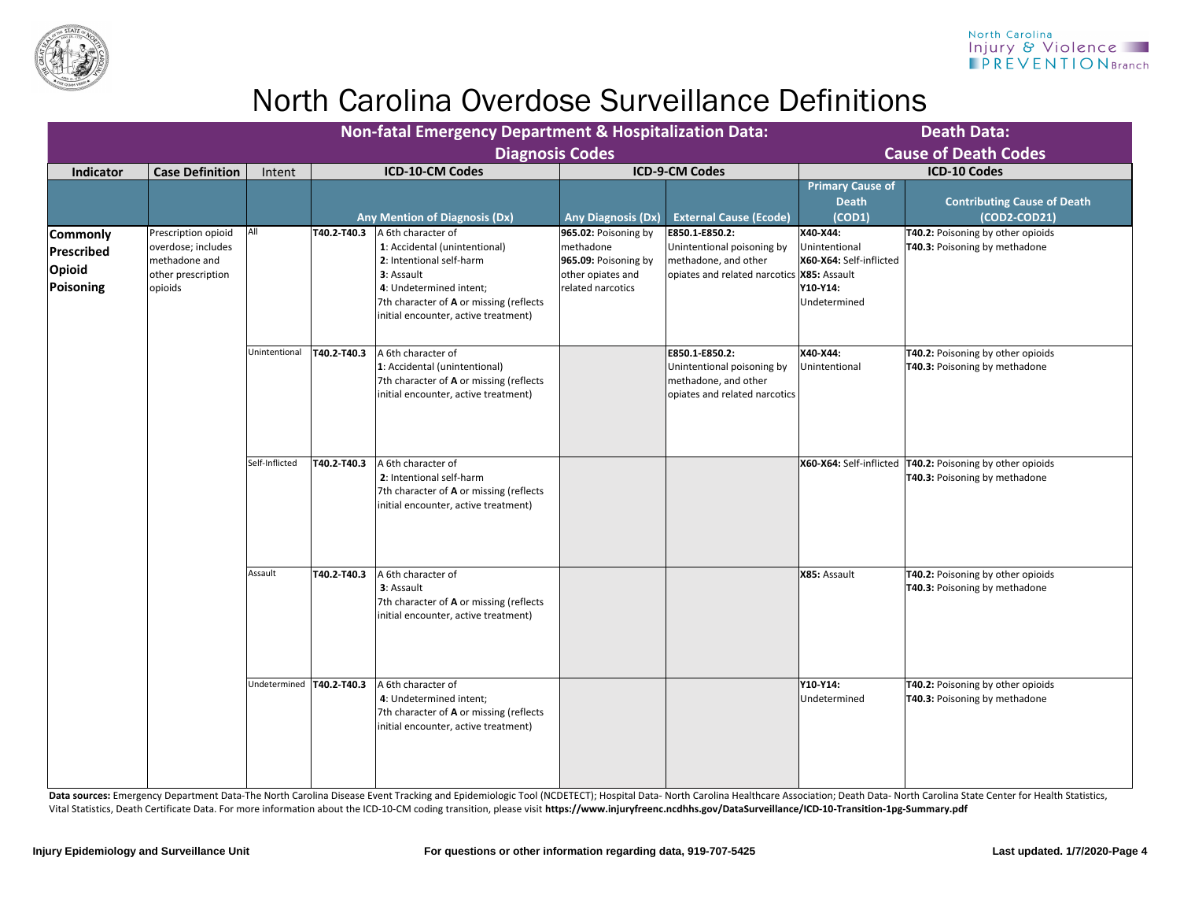# North Carolina Overdose Surveillance Definitions

| | | | Non-fatal Emergency Department & Hospitalization Data: Diagnosis Codes | | | | Death Data: Cause of Death Codes | |
|---|---|---|---|---|---|---|---|---|
| **Indicator** | **Case Definition** | Intent | **ICD-10-CM Codes** | | **ICD-9-CM Codes** | | **ICD-10 Codes** | |
| | | | **Any Mention of Diagnosis (Dx)** | | **Any Diagnosis (Dx)** | **External Cause (Ecode)** | **Primary Cause of Death (COD1)** | **Contributing Cause of Death (COD2-COD21)** |
| **Commonly Prescribed Opioid Poisoning** | Prescription opioid overdose; includes methadone and other prescription opioids | All | **T40.2-T40.3** | A 6th character of **1**: Accidental (unintentional) **2**: Intentional self-harm **3**: Assault **4**: Undetermined intent; 7th character of **A** or missing (reflects initial encounter, active treatment) | **965.02:** Poisoning by methadone **965.09:** Poisoning by other opiates and related narcotics | **E850.1-E850.2:** Unintentional poisoning by methadone, and other opiates and related narcotics | **X40-X44:** Unintentional **X60-X64:** Self-inflicted **X85:** Assault **Y10-Y14:** Undetermined | **T40.2:** Poisoning by other opioids **T40.3:** Poisoning by methadone |
| | | Unintentional | **T40.2-T40.3** | A 6th character of **1**: Accidental (unintentional) 7th character of **A** or missing (reflects initial encounter, active treatment) | | **E850.1-E850.2:** Unintentional poisoning by methadone, and other opiates and related narcotics | **X40-X44:** Unintentional | **T40.2:** Poisoning by other opioids **T40.3:** Poisoning by methadone |
| | | Self-Inflicted | **T40.2-T40.3** | A 6th character of **2**: Intentional self-harm 7th character of **A** or missing (reflects initial encounter, active treatment) | | | **X60-X64:** Self-inflicted | **T40.2:** Poisoning by other opioids **T40.3:** Poisoning by methadone |
| | | Assault | **T40.2-T40.3** | A 6th character of **3**: Assault 7th character of **A** or missing (reflects initial encounter, active treatment) | | | **X85:** Assault | **T40.2:** Poisoning by other opioids **T40.3:** Poisoning by methadone |
| | | Undetermined | **T40.2-T40.3** | A 6th character of **4**: Undetermined intent; 7th character of **A** or missing (reflects initial encounter, active treatment) | | | **Y10-Y14:** Undetermined | **T40.2:** Poisoning by other opioids **T40.3:** Poisoning by methadone |

**Data sources:** Emergency Department Data-The North Carolina Disease Event Tracking and Epidemiologic Tool (NCDETECT); Hospital Data- North Carolina Healthcare Association; Death Data- North Carolina State Center for Health Statistics, Vital Statistics, Death Certificate Data. For more information about the ICD-10-CM coding transition, please visit **https://www.injuryfreenc.ncdhhs.gov/DataSurveillance/ICD-10-Transition-1pg-Summary.pdf**

**Injury Epidemiology and Surveillance Unit** | **For questions or other information regarding data, 919-707-5425** | **Last updated. 1/7/2020**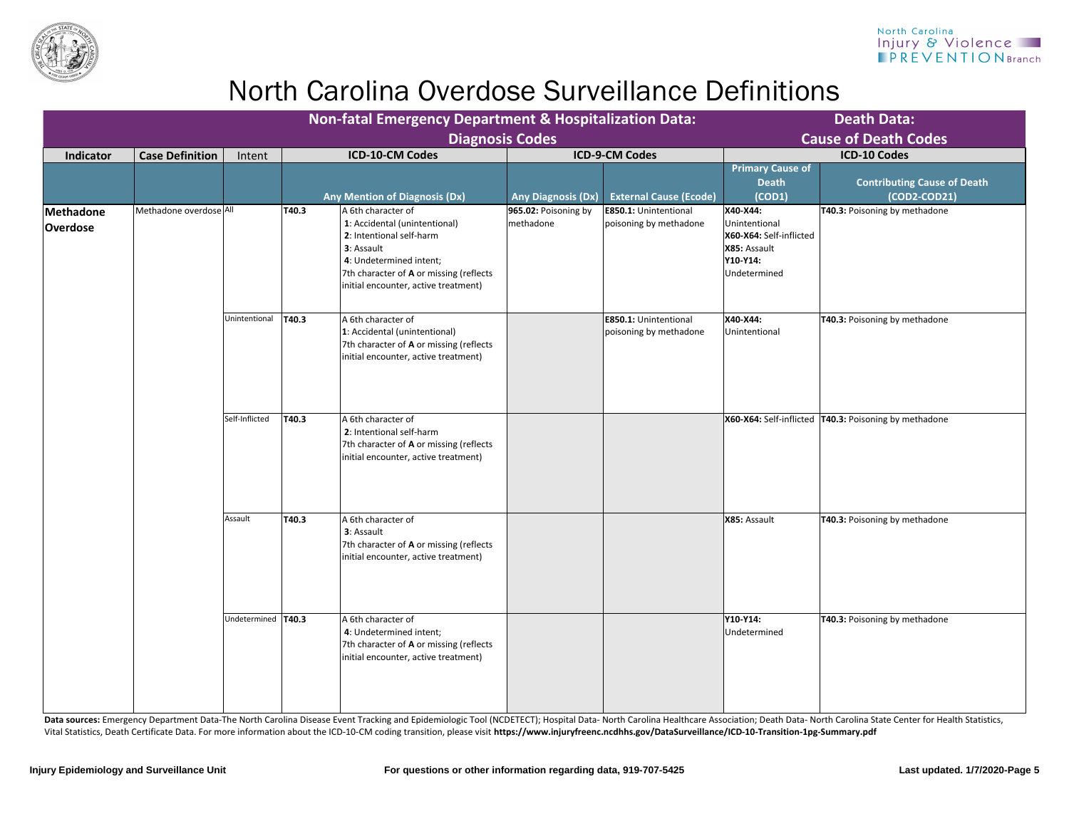# North Carolina Overdose Surveillance Definitions

| Indicator | Case Definition | Intent | Non-fatal Emergency Department & Hospitalization Data: Diagnosis Codes | | | | Death Data: Cause of Death Codes | |
|---|---|---|---|---|---|---|---|---|
| | | | ICD-10-CM Codes | | ICD-9-CM Codes | | ICD-10 Codes | |
| | | | Any Mention of Diagnosis (Dx) | | Any Diagnosis (Dx) | External Cause (Ecode) | Primary Cause of Death (COD1) | Contributing Cause of Death (COD2-COD21) |
| **Methadone Overdose** | Methadone overdose | All | **T40.3** | A 6th character of **1**: Accidental (unintentional) **2**: Intentional self-harm **3**: Assault **4**: Undetermined intent; 7th character of **A** or missing (reflects initial encounter, active treatment) | **965.02:** Poisoning by methadone | **E850.1:** Unintentional poisoning by methadone | **X40-X44:** Unintentional **X60-X64:** Self-inflicted **X85:** Assault **Y10-Y14:** Undetermined | **T40.3:** Poisoning by methadone |
| | | Unintentional | **T40.3** | A 6th character of **1**: Accidental (unintentional) 7th character of **A** or missing (reflects initial encounter, active treatment) | | **E850.1:** Unintentional poisoning by methadone | **X40-X44:** Unintentional | **T40.3:** Poisoning by methadone |
| | | Self-Inflicted | **T40.3** | A 6th character of **2**: Intentional self-harm 7th character of **A** or missing (reflects initial encounter, active treatment) | | | **X60-X64:** Self-inflicted | **T40.3:** Poisoning by methadone |
| | | Assault | **T40.3** | A 6th character of **3**: Assault 7th character of **A** or missing (reflects initial encounter, active treatment) | | | **X85:** Assault | **T40.3:** Poisoning by methadone |
| | | Undetermined | **T40.3** | A 6th character of **4**: Undetermined intent; 7th character of **A** or missing (reflects initial encounter, active treatment) | | | **Y10-Y14:** Undetermined | **T40.3:** Poisoning by methadone |

**Data sources:** Emergency Department Data-The North Carolina Disease Event Tracking and Epidemiologic Tool (NCDETECT); Hospital Data- North Carolina Healthcare Association; Death Data- North Carolina State Center for Health Statistics, Vital Statistics, Death Certificate Data. For more information about the ICD-10-CM coding transition, please visit **https://www.injuryfreenc.ncdhhs.gov/DataSurveillance/ICD-10-Transition-1pg-Summary.pdf**

Injury Epidemiology and Surveillance Unit | For questions or other information regarding data, 919-707-5425 | Last updated. 1/7/2020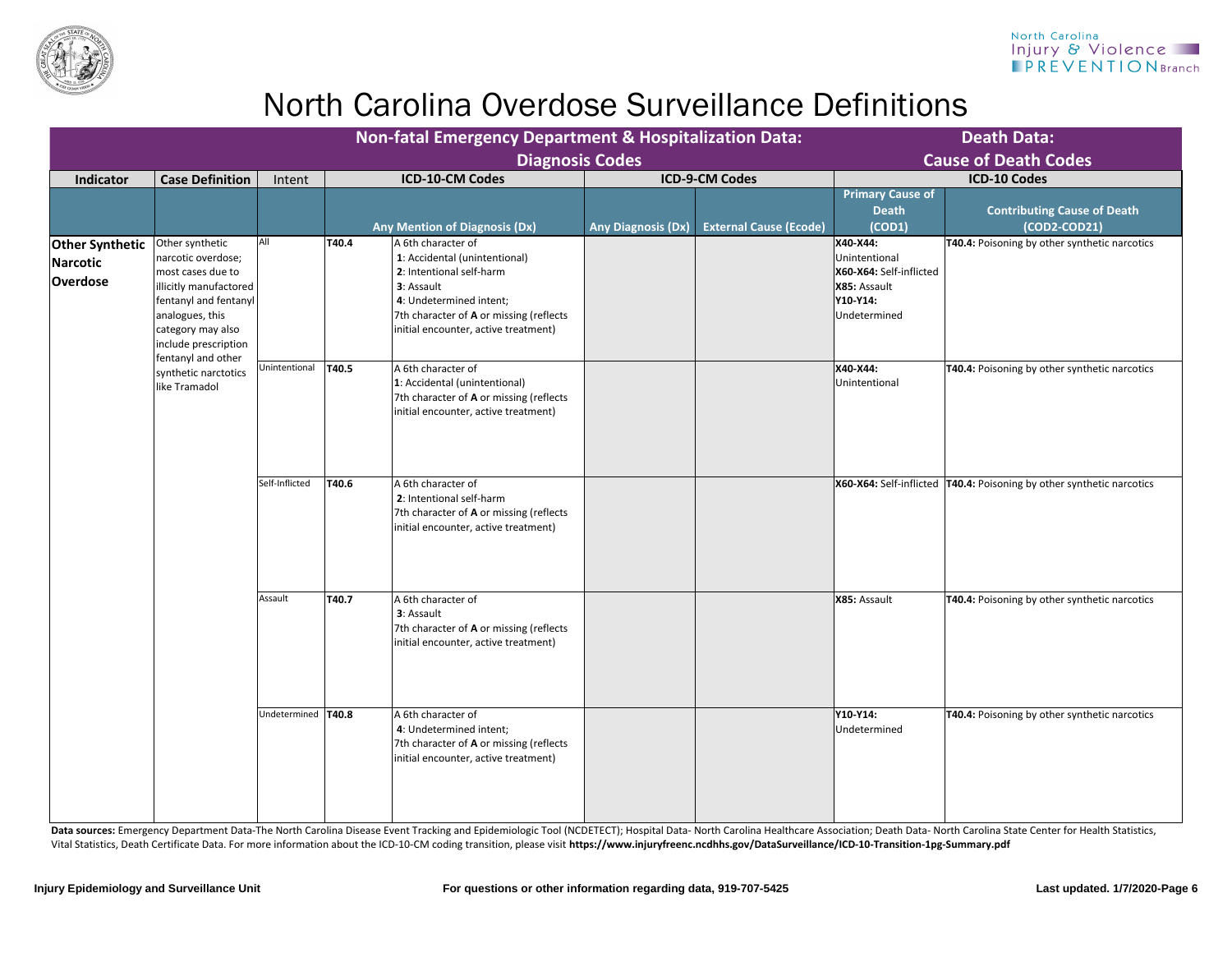# North Carolina Overdose Surveillance Definitions

| Indicator | Case Definition | Intent | Non-fatal Emergency Department & Hospitalization Data: Diagnosis Codes — ICD-10-CM Codes | | ICD-9-CM Codes | | Death Data: Cause of Death Codes — ICD-10 Codes | |
|---|---|---|---|---|---|---|---|---|
| | | | Any Mention of Diagnosis (Dx) | | Any Diagnosis (Dx) | External Cause (Ecode) | Primary Cause of Death (COD1) | Contributing Cause of Death (COD2-COD21) |
| **Other Synthetic Narcotic Overdose** | Other synthetic narcotic overdose; most cases due to illicitly manufactored fentanyl and fentanyl analogues, this category may also include prescription fentanyl and other synthetic narctotics like Tramadol | All | **T40.4** | A 6th character of 1: Accidental (unintentional) 2: Intentional self-harm 3: Assault 4: Undetermined intent; 7th character of **A** or missing (reflects initial encounter, active treatment) | | | **X40-X44:** Unintentional **X60-X64:** Self-inflicted **X85:** Assault **Y10-Y14:** Undetermined | **T40.4:** Poisoning by other synthetic narcotics |
| | | Unintentional | **T40.5** | A 6th character of 1: Accidental (unintentional) 7th character of **A** or missing (reflects initial encounter, active treatment) | | | **X40-X44:** Unintentional | **T40.4:** Poisoning by other synthetic narcotics |
| | | Self-Inflicted | **T40.6** | A 6th character of 2: Intentional self-harm 7th character of **A** or missing (reflects initial encounter, active treatment) | | | **X60-X64:** Self-inflicted | **T40.4:** Poisoning by other synthetic narcotics |
| | | Assault | **T40.7** | A 6th character of 3: Assault 7th character of **A** or missing (reflects initial encounter, active treatment) | | | **X85:** Assault | **T40.4:** Poisoning by other synthetic narcotics |
| | | Undetermined | **T40.8** | A 6th character of 4: Undetermined intent; 7th character of **A** or missing (reflects initial encounter, active treatment) | | | **Y10-Y14:** Undetermined | **T40.4:** Poisoning by other synthetic narcotics |

**Data sources:** Emergency Department Data-The North Carolina Disease Event Tracking and Epidemiologic Tool (NCDETECT); Hospital Data- North Carolina Healthcare Association; Death Data- North Carolina State Center for Health Statistics, Vital Statistics, Death Certificate Data. For more information about the ICD-10-CM coding transition, please visit **https://www.injuryfreenc.ncdhhs.gov/DataSurveillance/ICD-10-Transition-1pg-Summary.pdf**

**Injury Epidemiology and Surveillance Unit** **For questions or other information regarding data, 919-707-5425** **Last updated. 1/7/2020**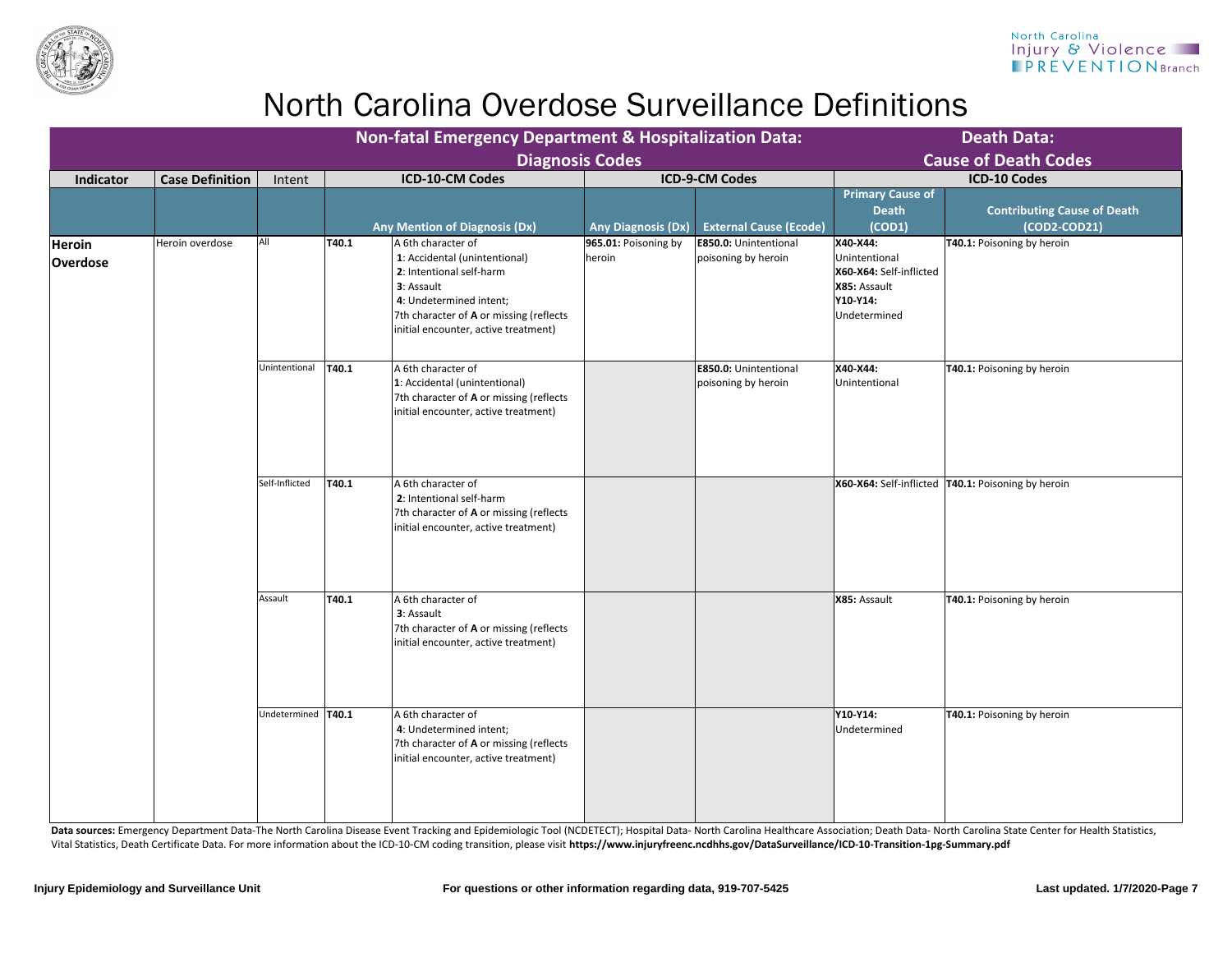# North Carolina Overdose Surveillance Definitions

| | | | Non-fatal Emergency Department & Hospitalization Data: Diagnosis Codes | | | | Death Data: Cause of Death Codes | |
|---|---|---|---|---|---|---|---|---|
| **Indicator** | **Case Definition** | Intent | **ICD-10-CM Codes** | | **ICD-9-CM Codes** | | **ICD-10 Codes** | |
| | | | **Any Mention of Diagnosis (Dx)** | | **Any Diagnosis (Dx)** | **External Cause (Ecode)** | **Primary Cause of Death (COD1)** | **Contributing Cause of Death (COD2-COD21)** |
| **Heroin Overdose** | Heroin overdose | All | **T40.1** | A 6th character of **1**: Accidental (unintentional) **2**: Intentional self-harm **3**: Assault **4**: Undetermined intent; 7th character of **A** or missing (reflects initial encounter, active treatment) | **965.01:** Poisoning by heroin | **E850.0:** Unintentional poisoning by heroin | **X40-X44:** Unintentional **X60-X64:** Self-inflicted **X85:** Assault **Y10-Y14:** Undetermined | **T40.1:** Poisoning by heroin |
| | | Unintentional | **T40.1** | A 6th character of **1**: Accidental (unintentional) 7th character of **A** or missing (reflects initial encounter, active treatment) | | **E850.0:** Unintentional poisoning by heroin | **X40-X44:** Unintentional | **T40.1:** Poisoning by heroin |
| | | Self-Inflicted | **T40.1** | A 6th character of **2**: Intentional self-harm 7th character of **A** or missing (reflects initial encounter, active treatment) | | | **X60-X64:** Self-inflicted | **T40.1:** Poisoning by heroin |
| | | Assault | **T40.1** | A 6th character of **3**: Assault 7th character of **A** or missing (reflects initial encounter, active treatment) | | | **X85:** Assault | **T40.1:** Poisoning by heroin |
| | | Undetermined | **T40.1** | A 6th character of **4**: Undetermined intent; 7th character of **A** or missing (reflects initial encounter, active treatment) | | | **Y10-Y14:** Undetermined | **T40.1:** Poisoning by heroin |

**Data sources:** Emergency Department Data-The North Carolina Disease Event Tracking and Epidemiologic Tool (NCDETECT); Hospital Data- North Carolina Healthcare Association; Death Data- North Carolina State Center for Health Statistics, Vital Statistics, Death Certificate Data. For more information about the ICD-10-CM coding transition, please visit **https://www.injuryfreenc.ncdhhs.gov/DataSurveillance/ICD-10-Transition-1pg-Summary.pdf**

**Injury Epidemiology and Surveillance Unit** **For questions or other information regarding data, 919-707-5425** **Last updated. 1/7/2020**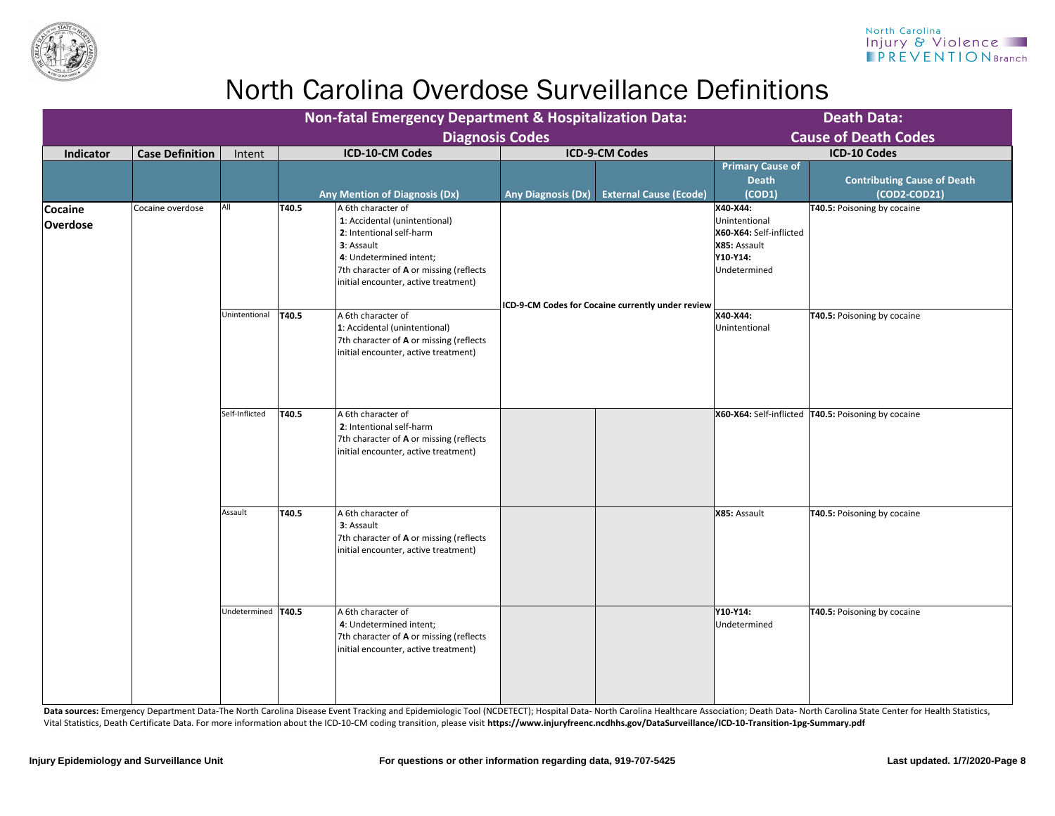North Carolina Injury & Violence PREVENTION Branch

# North Carolina Overdose Surveillance Definitions

| | | | Non-fatal Emergency Department & Hospitalization Data: Diagnosis Codes | | | | Death Data: Cause of Death Codes | |
|---|---|---|---|---|---|---|---|---|
| **Indicator** | **Case Definition** | Intent | **ICD-10-CM Codes** | | **ICD-9-CM Codes** | | **ICD-10 Codes** | |
| | | | **Any Mention of Diagnosis (Dx)** | | **Any Diagnosis (Dx)** | **External Cause (Ecode)** | **Primary Cause of Death (COD1)** | **Contributing Cause of Death (COD2-COD21)** |
| **Cocaine Overdose** | Cocaine overdose | All | **T40.5** | A 6th character of **1**: Accidental (unintentional) **2**: Intentional self-harm **3**: Assault **4**: Undetermined intent; 7th character of **A** or missing (reflects initial encounter, active treatment) | **ICD-9-CM Codes for Cocaine currently under review** | | **X40-X44:** Unintentional **X60-X64:** Self-inflicted **X85:** Assault **Y10-Y14:** Undetermined | **T40.5:** Poisoning by cocaine |
| | | Unintentional | **T40.5** | A 6th character of **1**: Accidental (unintentional) 7th character of **A** or missing (reflects initial encounter, active treatment) | | | **X40-X44:** Unintentional | **T40.5:** Poisoning by cocaine |
| | | Self-Inflicted | **T40.5** | A 6th character of **2**: Intentional self-harm 7th character of **A** or missing (reflects initial encounter, active treatment) | | | **X60-X64:** Self-inflicted | **T40.5:** Poisoning by cocaine |
| | | Assault | **T40.5** | A 6th character of **3**: Assault 7th character of **A** or missing (reflects initial encounter, active treatment) | | | **X85:** Assault | **T40.5:** Poisoning by cocaine |
| | | Undetermined | **T40.5** | A 6th character of **4**: Undetermined intent; 7th character of **A** or missing (reflects initial encounter, active treatment) | | | **Y10-Y14:** Undetermined | **T40.5:** Poisoning by cocaine |

**Data sources:** Emergency Department Data-The North Carolina Disease Event Tracking and Epidemiologic Tool (NCDETECT); Hospital Data- North Carolina Healthcare Association; Death Data- North Carolina State Center for Health Statistics, Vital Statistics, Death Certificate Data. For more information about the ICD-10-CM coding transition, please visit **https://www.injuryfreenc.ncdhhs.gov/DataSurveillance/ICD-10-Transition-1pg-Summary.pdf**

**Injury Epidemiology and Surveillance Unit** **For questions or other information regarding data, 919-707-5425** **Last updated. 1/7/2020**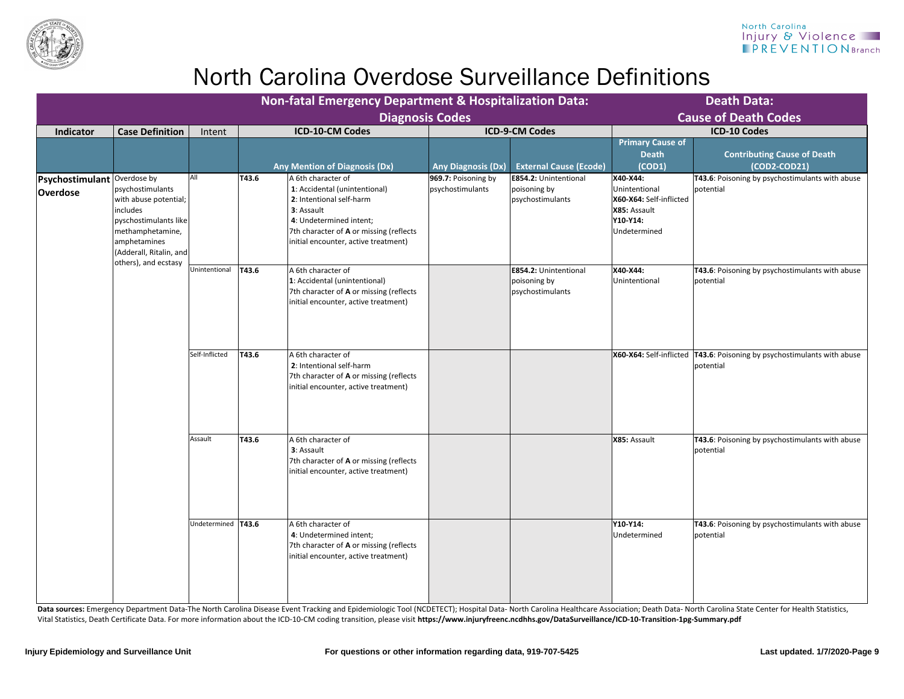# North Carolina Overdose Surveillance Definitions

| | | | Non-fatal Emergency Department & Hospitalization Data: Diagnosis Codes | | | | Death Data: Cause of Death Codes | |
|---|---|---|---|---|---|---|---|---|
| **Indicator** | **Case Definition** | Intent | **ICD-10-CM Codes** | | **ICD-9-CM Codes** | | **ICD-10 Codes** | |
| | | | **Any Mention of Diagnosis (Dx)** | | **Any Diagnosis (Dx)** | **External Cause (Ecode)** | **Primary Cause of Death (COD1)** | **Contributing Cause of Death (COD2-COD21)** |
| **Psychostimulant Overdose** | Overdose by psychostimulants with abuse potential; includes pyschostimulants like methamphetamine, amphetamines (Adderall, Ritalin, and others), and ecstasy | All | **T43.6** | A 6th character of **1**: Accidental (unintentional) **2**: Intentional self-harm **3**: Assault **4**: Undetermined intent; 7th character of **A** or missing (reflects initial encounter, active treatment) | **969.7:** Poisoning by psychostimulants | **E854.2:** Unintentional poisoning by psychostimulants | **X40-X44:** Unintentional **X60-X64:** Self-inflicted **X85:** Assault **Y10-Y14:** Undetermined | **T43.6**: Poisoning by psychostimulants with abuse potential |
| | | Unintentional | **T43.6** | A 6th character of **1**: Accidental (unintentional) 7th character of **A** or missing (reflects initial encounter, active treatment) | | **E854.2:** Unintentional poisoning by psychostimulants | **X40-X44:** Unintentional | **T43.6**: Poisoning by psychostimulants with abuse potential |
| | | Self-Inflicted | **T43.6** | A 6th character of **2**: Intentional self-harm 7th character of **A** or missing (reflects initial encounter, active treatment) | | | **X60-X64:** Self-inflicted | **T43.6**: Poisoning by psychostimulants with abuse potential |
| | | Assault | **T43.6** | A 6th character of **3**: Assault 7th character of **A** or missing (reflects initial encounter, active treatment) | | | **X85:** Assault | **T43.6**: Poisoning by psychostimulants with abuse potential |
| | | Undetermined | **T43.6** | A 6th character of **4**: Undetermined intent; 7th character of **A** or missing (reflects initial encounter, active treatment) | | | **Y10-Y14:** Undetermined | **T43.6**: Poisoning by psychostimulants with abuse potential |

**Data sources:** Emergency Department Data-The North Carolina Disease Event Tracking and Epidemiologic Tool (NCDETECT); Hospital Data- North Carolina Healthcare Association; Death Data- North Carolina State Center for Health Statistics, Vital Statistics, Death Certificate Data. For more information about the ICD-10-CM coding transition, please visit **https://www.injuryfreenc.ncdhhs.gov/DataSurveillance/ICD-10-Transition-1pg-Summary.pdf**

Injury Epidemiology and Surveillance Unit

For questions or other information regarding data, 919-707-5425

Last updated. 1/7/2020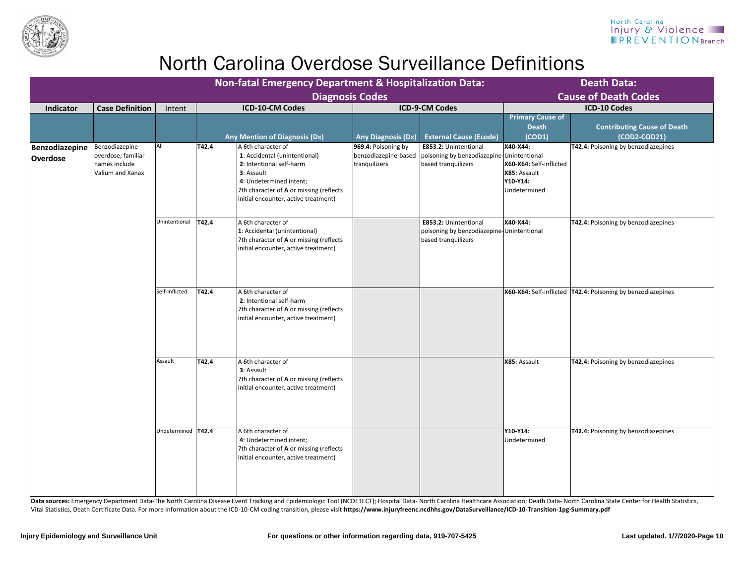# North Carolina Overdose Surveillance Definitions

| Indicator | Case Definition | Intent | Non-fatal Emergency Department & Hospitalization Data: Diagnosis Codes | | | | Death Data: Cause of Death Codes | |
|---|---|---|---|---|---|---|---|---|
| | | | ICD-10-CM Codes | | ICD-9-CM Codes | | ICD-10 Codes | |
| | | | Any Mention of Diagnosis (Dx) | | Any Diagnosis (Dx) | External Cause (Ecode) | Primary Cause of Death (COD1) | Contributing Cause of Death (COD2-COD21) |
| **Benzodiazepine Overdose** | Benzodiazepine overdose; familiar names include Valium and Xanax | All | **T42.4** | A 6th character of **1**: Accidental (unintentional) **2**: Intentional self-harm **3**: Assault **4**: Undetermined intent; 7th character of **A** or missing (reflects initial encounter, active treatment) | **969.4:** Poisoning by benzodiazepine-based tranquilizers | **E853.2:** Unintentional poisoning by benzodiazepine-based tranquilizers | **X40-X44:** Unintentional **X60-X64:** Self-inflicted **X85:** Assault **Y10-Y14:** Undetermined | **T42.4:** Poisoning by benzodiazepines |
| | | Unintentional | **T42.4** | A 6th character of **1**: Accidental (unintentional) 7th character of **A** or missing (reflects initial encounter, active treatment) | | **E853.2:** Unintentional poisoning by benzodiazepine-based tranquilizers | **X40-X44:** Unintentional | **T42.4:** Poisoning by benzodiazepines |
| | | Self-Inflicted | **T42.4** | A 6th character of **2**: Intentional self-harm 7th character of **A** or missing (reflects initial encounter, active treatment) | | | **X60-X64:** Self-inflicted | **T42.4:** Poisoning by benzodiazepines |
| | | Assault | **T42.4** | A 6th character of **3**: Assault 7th character of **A** or missing (reflects initial encounter, active treatment) | | | **X85:** Assault | **T42.4:** Poisoning by benzodiazepines |
| | | Undetermined | **T42.4** | A 6th character of **4**: Undetermined intent; 7th character of **A** or missing (reflects initial encounter, active treatment) | | | **Y10-Y14:** Undetermined | **T42.4:** Poisoning by benzodiazepines |

**Data sources:** Emergency Department Data-The North Carolina Disease Event Tracking and Epidemiologic Tool (NCDETECT); Hospital Data- North Carolina Healthcare Association; Death Data- North Carolina State Center for Health Statistics, Vital Statistics, Death Certificate Data. For more information about the ICD-10-CM coding transition, please visit **https://www.injuryfreenc.ncdhhs.gov/DataSurveillance/ICD-10-Transition-1pg-Summary.pdf**

**Injury Epidemiology and Surveillance Unit** **For questions or other information regarding data, 919-707-5425** **Last updated. 1/7/2020**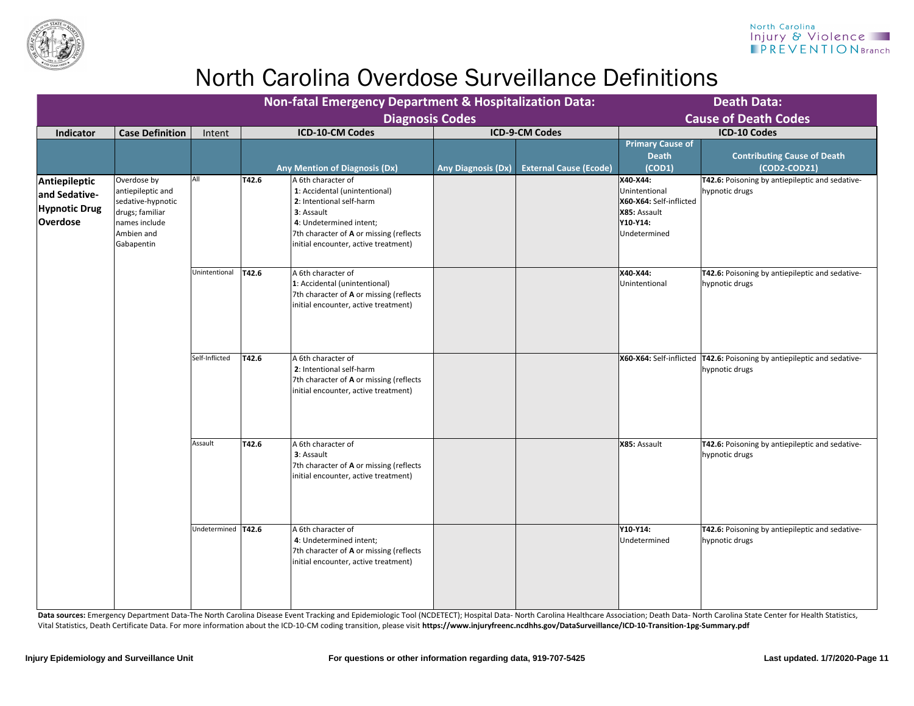# North Carolina Overdose Surveillance Definitions

| Indicator | Case Definition | Intent | Non-fatal Emergency Department & Hospitalization Data: Diagnosis Codes — ICD-10-CM Codes | | ICD-9-CM Codes | | Death Data: Cause of Death Codes — ICD-10 Codes | |
|---|---|---|---|---|---|---|---|---|
| | | | Any Mention of Diagnosis (Dx) | | Any Diagnosis (Dx) | External Cause (Ecode) | Primary Cause of Death (COD1) | Contributing Cause of Death (COD2-COD21) |
| **Antiepileptic and Sedative-Hypnotic Drug Overdose** | Overdose by antiepileptic and sedative-hypnotic drugs; familiar names include Ambien and Gabapentin | All | **T42.6** | A 6th character of **1**: Accidental (unintentional) **2**: Intentional self-harm **3**: Assault **4**: Undetermined intent; 7th character of **A** or missing (reflects initial encounter, active treatment) | | | **X40-X44:** Unintentional **X60-X64:** Self-inflicted **X85:** Assault **Y10-Y14:** Undetermined | **T42.6:** Poisoning by antiepileptic and sedative-hypnotic drugs |
| | | Unintentional | **T42.6** | A 6th character of **1**: Accidental (unintentional) 7th character of **A** or missing (reflects initial encounter, active treatment) | | | **X40-X44:** Unintentional | **T42.6:** Poisoning by antiepileptic and sedative-hypnotic drugs |
| | | Self-Inflicted | **T42.6** | A 6th character of **2**: Intentional self-harm 7th character of **A** or missing (reflects initial encounter, active treatment) | | | **X60-X64:** Self-inflicted | **T42.6:** Poisoning by antiepileptic and sedative-hypnotic drugs |
| | | Assault | **T42.6** | A 6th character of **3**: Assault 7th character of **A** or missing (reflects initial encounter, active treatment) | | | **X85:** Assault | **T42.6:** Poisoning by antiepileptic and sedative-hypnotic drugs |
| | | Undetermined | **T42.6** | A 6th character of **4**: Undetermined intent; 7th character of **A** or missing (reflects initial encounter, active treatment) | | | **Y10-Y14:** Undetermined | **T42.6:** Poisoning by antiepileptic and sedative-hypnotic drugs |

**Data sources:** Emergency Department Data-The North Carolina Disease Event Tracking and Epidemiologic Tool (NCDETECT); Hospital Data- North Carolina Healthcare Association; Death Data- North Carolina State Center for Health Statistics, Vital Statistics, Death Certificate Data. For more information about the ICD-10-CM coding transition, please visit **https://www.injuryfreenc.ncdhhs.gov/DataSurveillance/ICD-10-Transition-1pg-Summary.pdf**

**Injury Epidemiology and Surveillance Unit** | **For questions or other information regarding data, 919-707-5425** | **Last updated. 1/7/2020**